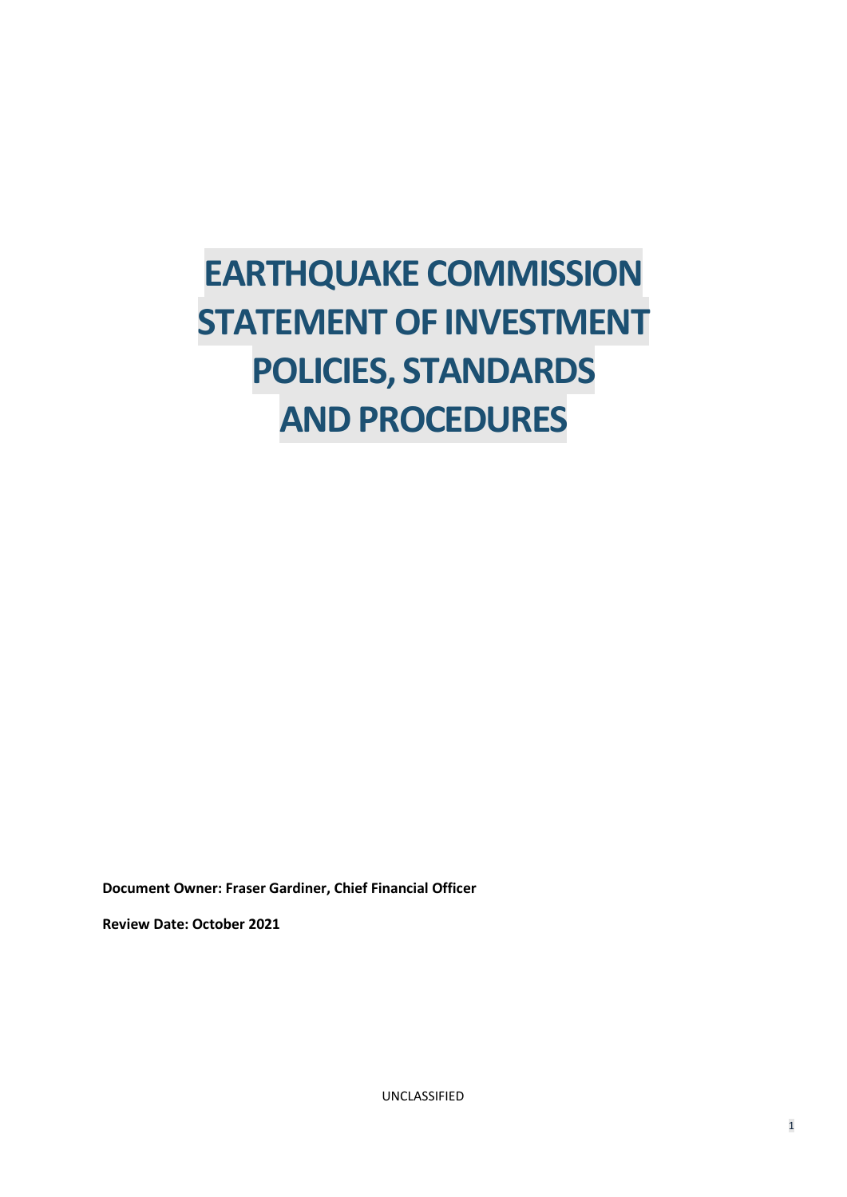# EARTHQUAKE COMMISSION STATEMENT OF INVESTMENT POLICIES, STANDARDS AND PROCEDURES

**Document Owner: Fraser Gardiner, Chief Financial Officer**

**Review Date: October 2021**

UNCLASSIFIED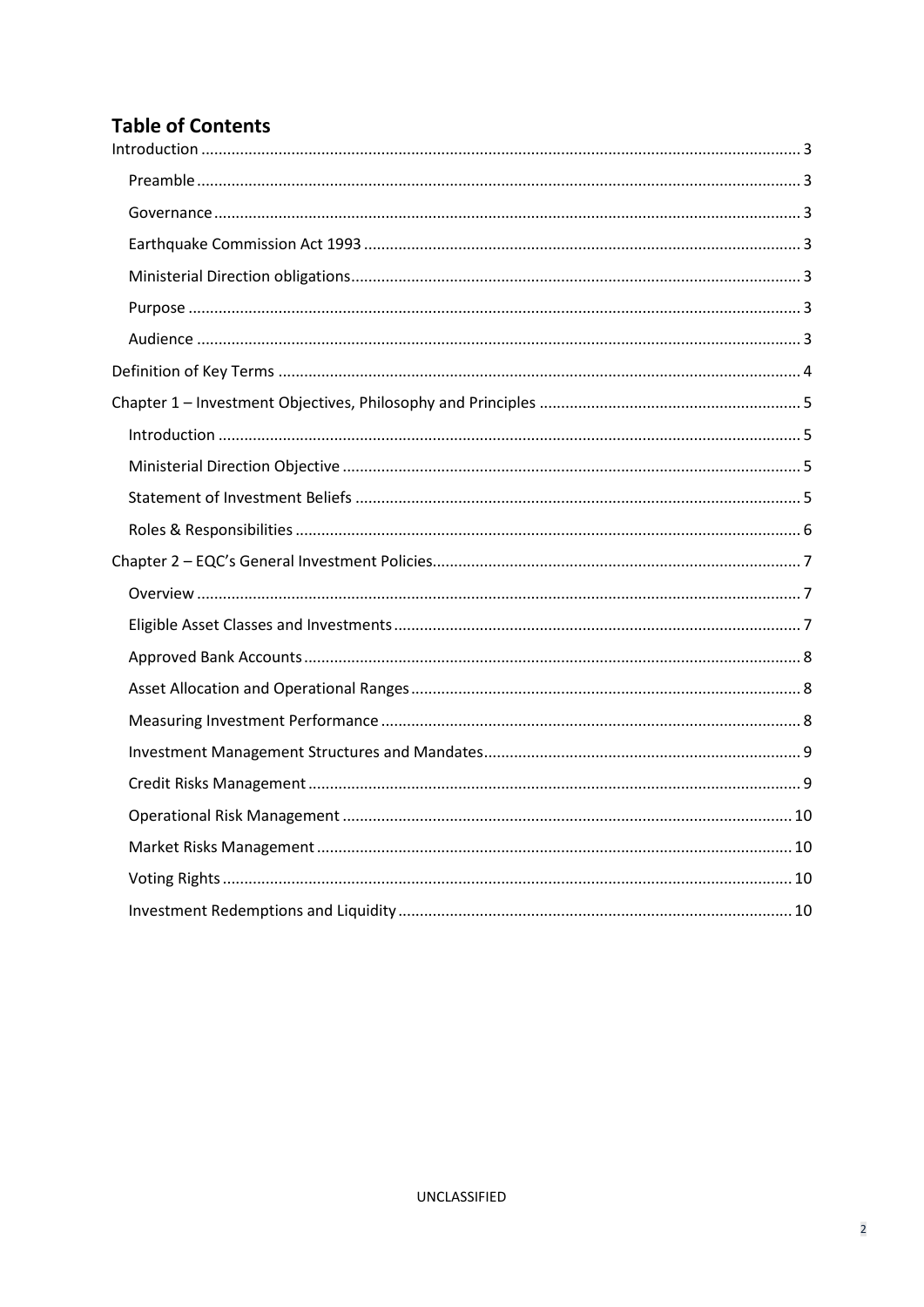## Table of Contents

Introduction ..... 3

- Preamble ..... 3
- Governance ..... 3
- Earthquake Commission Act 1993 ..... 3
- Ministerial Direction obligations ..... 3
- Purpose ..... 3
- Audience ..... 3

Definition of Key Terms ..... 4

Chapter 1 – Investment Objectives, Philosophy and Principles ..... 5

- Introduction ..... 5
- Ministerial Direction Objective ..... 5
- Statement of Investment Beliefs ..... 5
- Roles & Responsibilities ..... 6

Chapter 2 – EQC's General Investment Policies ..... 7

- Overview ..... 7
- Eligible Asset Classes and Investments ..... 7
- Approved Bank Accounts ..... 8
- Asset Allocation and Operational Ranges ..... 8
- Measuring Investment Performance ..... 8
- Investment Management Structures and Mandates ..... 9
- Credit Risks Management ..... 9
- Operational Risk Management ..... 10
- Market Risks Management ..... 10
- Voting Rights ..... 10
- Investment Redemptions and Liquidity ..... 10

UNCLASSIFIED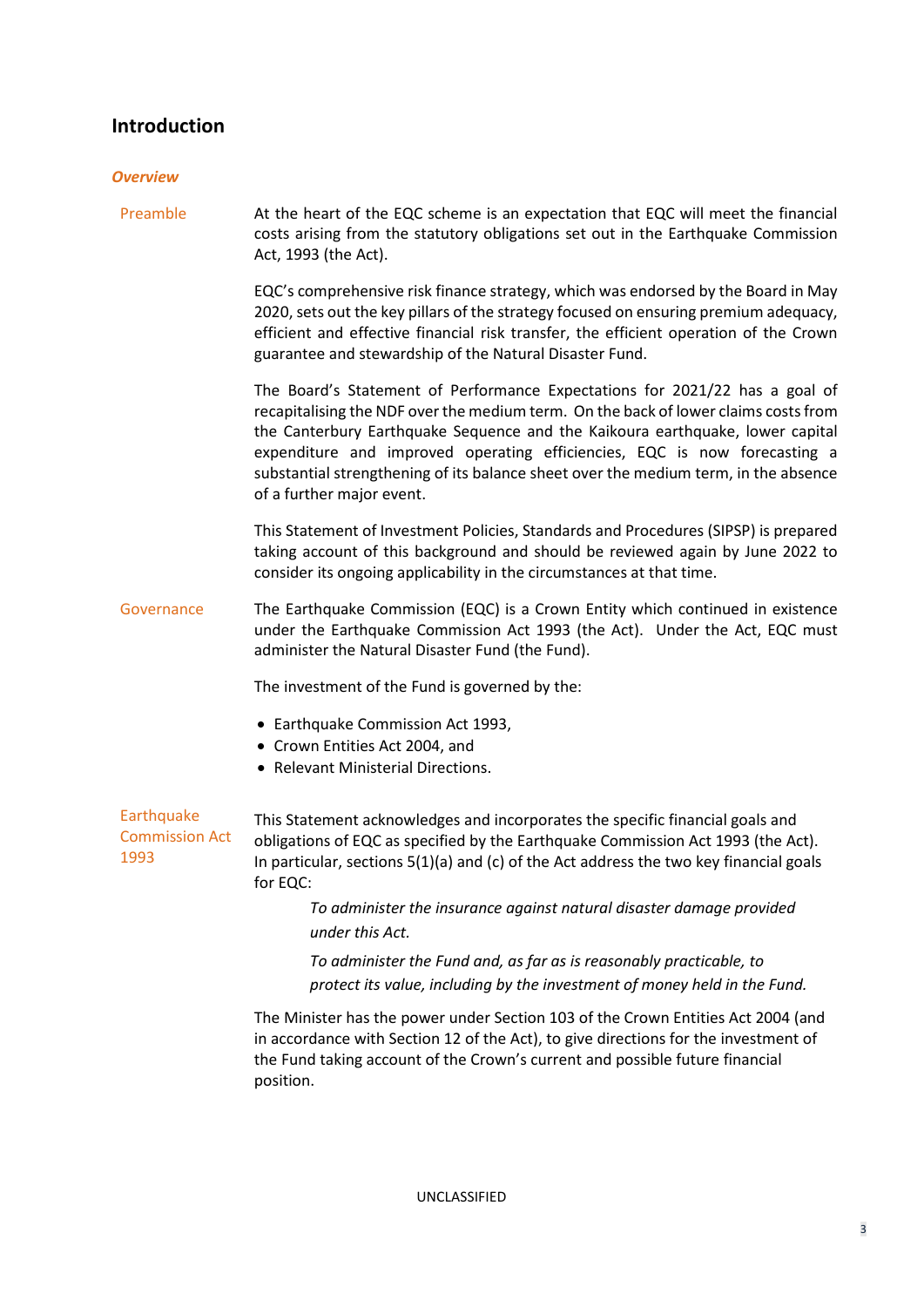## Introduction

### *Overview*

**Preamble**

At the heart of the EQC scheme is an expectation that EQC will meet the financial costs arising from the statutory obligations set out in the Earthquake Commission Act, 1993 (the Act).

EQC's comprehensive risk finance strategy, which was endorsed by the Board in May 2020, sets out the key pillars of the strategy focused on ensuring premium adequacy, efficient and effective financial risk transfer, the efficient operation of the Crown guarantee and stewardship of the Natural Disaster Fund.

The Board's Statement of Performance Expectations for 2021/22 has a goal of recapitalising the NDF over the medium term. On the back of lower claims costs from the Canterbury Earthquake Sequence and the Kaikoura earthquake, lower capital expenditure and improved operating efficiencies, EQC is now forecasting a substantial strengthening of its balance sheet over the medium term, in the absence of a further major event.

This Statement of Investment Policies, Standards and Procedures (SIPSP) is prepared taking account of this background and should be reviewed again by June 2022 to consider its ongoing applicability in the circumstances at that time.

**Governance**

The Earthquake Commission (EQC) is a Crown Entity which continued in existence under the Earthquake Commission Act 1993 (the Act). Under the Act, EQC must administer the Natural Disaster Fund (the Fund).

The investment of the Fund is governed by the:

- Earthquake Commission Act 1993,
- Crown Entities Act 2004, and
- Relevant Ministerial Directions.

**Earthquake Commission Act 1993**

This Statement acknowledges and incorporates the specific financial goals and obligations of EQC as specified by the Earthquake Commission Act 1993 (the Act). In particular, sections 5(1)(a) and (c) of the Act address the two key financial goals for EQC:

> *To administer the insurance against natural disaster damage provided under this Act.*
>
> *To administer the Fund and, as far as is reasonably practicable, to protect its value, including by the investment of money held in the Fund.*

The Minister has the power under Section 103 of the Crown Entities Act 2004 (and in accordance with Section 12 of the Act), to give directions for the investment of the Fund taking account of the Crown's current and possible future financial position.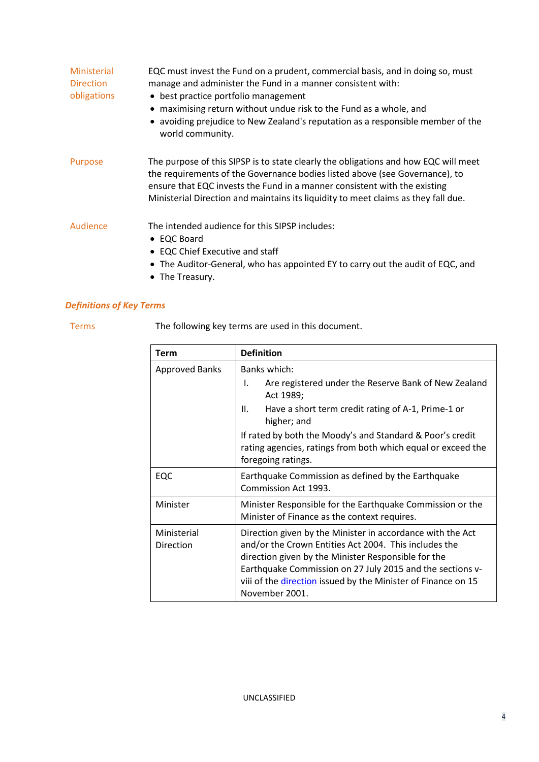**Ministerial Direction obligations**

EQC must invest the Fund on a prudent, commercial basis, and in doing so, must manage and administer the Fund in a manner consistent with:

- best practice portfolio management
- maximising return without undue risk to the Fund as a whole, and
- avoiding prejudice to New Zealand's reputation as a responsible member of the world community.

**Purpose**

The purpose of this SIPSP is to state clearly the obligations and how EQC will meet the requirements of the Governance bodies listed above (see Governance), to ensure that EQC invests the Fund in a manner consistent with the existing Ministerial Direction and maintains its liquidity to meet claims as they fall due.

**Audience**

The intended audience for this SIPSP includes:

- EQC Board
- EQC Chief Executive and staff
- The Auditor-General, who has appointed EY to carry out the audit of EQC, and
- The Treasury.

### *Definitions of Key Terms*

**Terms**

The following key terms are used in this document.

| Term | Definition |
|---|---|
| Approved Banks | Banks which:<br>I. Are registered under the Reserve Bank of New Zealand Act 1989;<br>II. Have a short term credit rating of A-1, Prime-1 or higher; and<br>If rated by both the Moody's and Standard & Poor's credit rating agencies, ratings from both which equal or exceed the foregoing ratings. |
| EQC | Earthquake Commission as defined by the Earthquake Commission Act 1993. |
| Minister | Minister Responsible for the Earthquake Commission or the Minister of Finance as the context requires. |
| Ministerial Direction | Direction given by the Minister in accordance with the Act and/or the Crown Entities Act 2004. This includes the direction given by the Minister Responsible for the Earthquake Commission on 27 July 2015 and the sections v-viii of the direction issued by the Minister of Finance on 15 November 2001. |

UNCLASSIFIED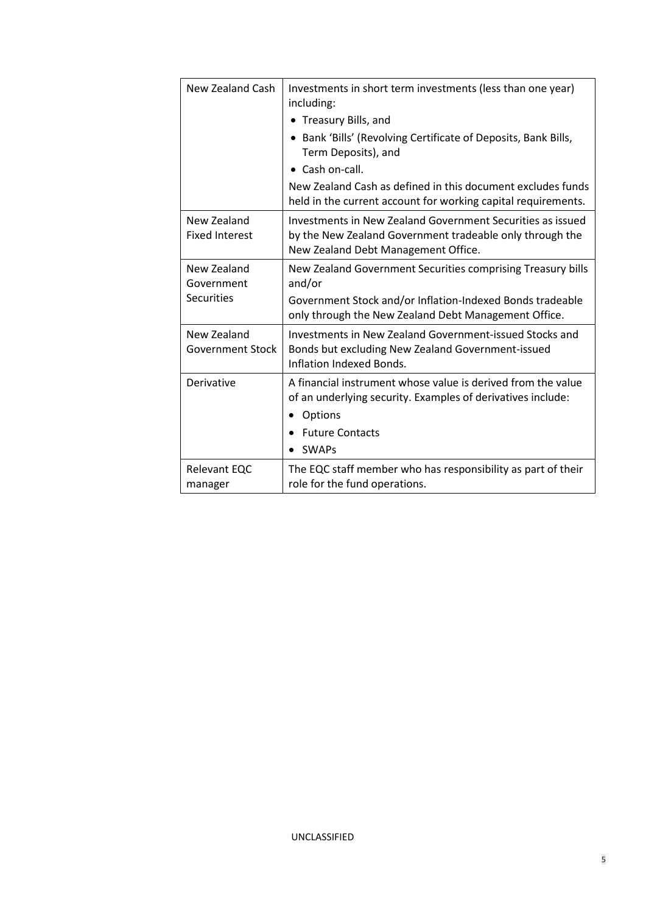| | |
|---|---|
| New Zealand Cash | Investments in short term investments (less than one year) including:<br>• Treasury Bills, and<br>• Bank 'Bills' (Revolving Certificate of Deposits, Bank Bills, Term Deposits), and<br>• Cash on-call.<br>New Zealand Cash as defined in this document excludes funds held in the current account for working capital requirements. |
| New Zealand Fixed Interest | Investments in New Zealand Government Securities as issued by the New Zealand Government tradeable only through the New Zealand Debt Management Office. |
| New Zealand Government Securities | New Zealand Government Securities comprising Treasury bills and/or<br>Government Stock and/or Inflation-Indexed Bonds tradeable only through the New Zealand Debt Management Office. |
| New Zealand Government Stock | Investments in New Zealand Government-issued Stocks and Bonds but excluding New Zealand Government-issued Inflation Indexed Bonds. |
| Derivative | A financial instrument whose value is derived from the value of an underlying security. Examples of derivatives include:<br>• Options<br>• Future Contacts<br>• SWAPs |
| Relevant EQC manager | The EQC staff member who has responsibility as part of their role for the fund operations. |

UNCLASSIFIED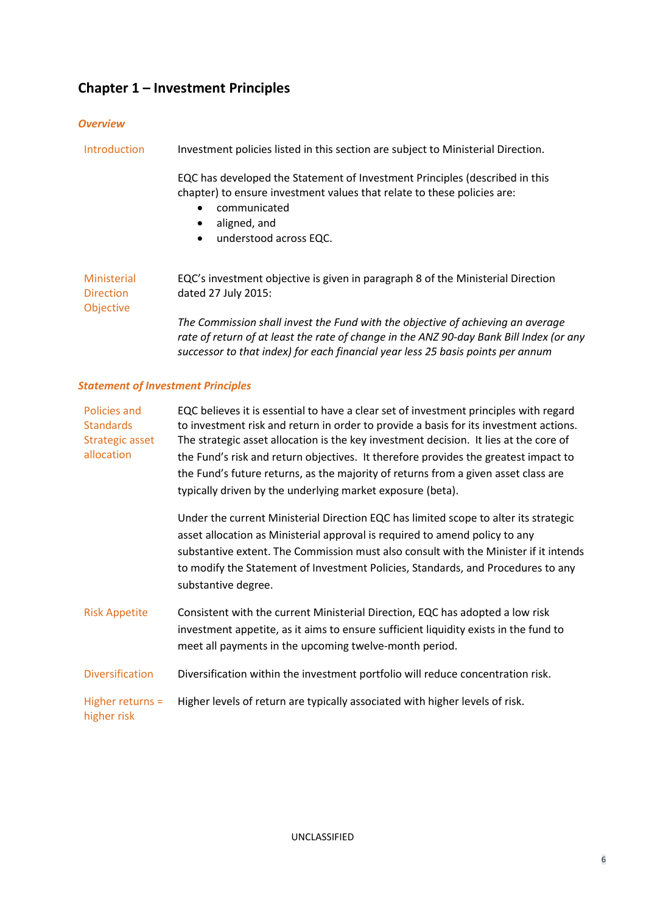## Chapter 1 – Investment Principles

### *Overview*

| | |
|---|---|
| Introduction | Investment policies listed in this section are subject to Ministerial Direction.<br><br>EQC has developed the Statement of Investment Principles (described in this chapter) to ensure investment values that relate to these policies are:<br>• communicated<br>• aligned, and<br>• understood across EQC. |
| Ministerial Direction Objective | EQC's investment objective is given in paragraph 8 of the Ministerial Direction dated 27 July 2015:<br><br>*The Commission shall invest the Fund with the objective of achieving an average rate of return of at least the rate of change in the ANZ 90-day Bank Bill Index (or any successor to that index) for each financial year less 25 basis points per annum* |

### *Statement of Investment Principles*

| | |
|---|---|
| Policies and Standards Strategic asset allocation | EQC believes it is essential to have a clear set of investment principles with regard to investment risk and return in order to provide a basis for its investment actions. The strategic asset allocation is the key investment decision. It lies at the core of the Fund's risk and return objectives. It therefore provides the greatest impact to the Fund's future returns, as the majority of returns from a given asset class are typically driven by the underlying market exposure (beta).<br><br>Under the current Ministerial Direction EQC has limited scope to alter its strategic asset allocation as Ministerial approval is required to amend policy to any substantive extent. The Commission must also consult with the Minister if it intends to modify the Statement of Investment Policies, Standards, and Procedures to any substantive degree. |
| Risk Appetite | Consistent with the current Ministerial Direction, EQC has adopted a low risk investment appetite, as it aims to ensure sufficient liquidity exists in the fund to meet all payments in the upcoming twelve-month period. |
| Diversification | Diversification within the investment portfolio will reduce concentration risk. |
| Higher returns = higher risk | Higher levels of return are typically associated with higher levels of risk. |

UNCLASSIFIED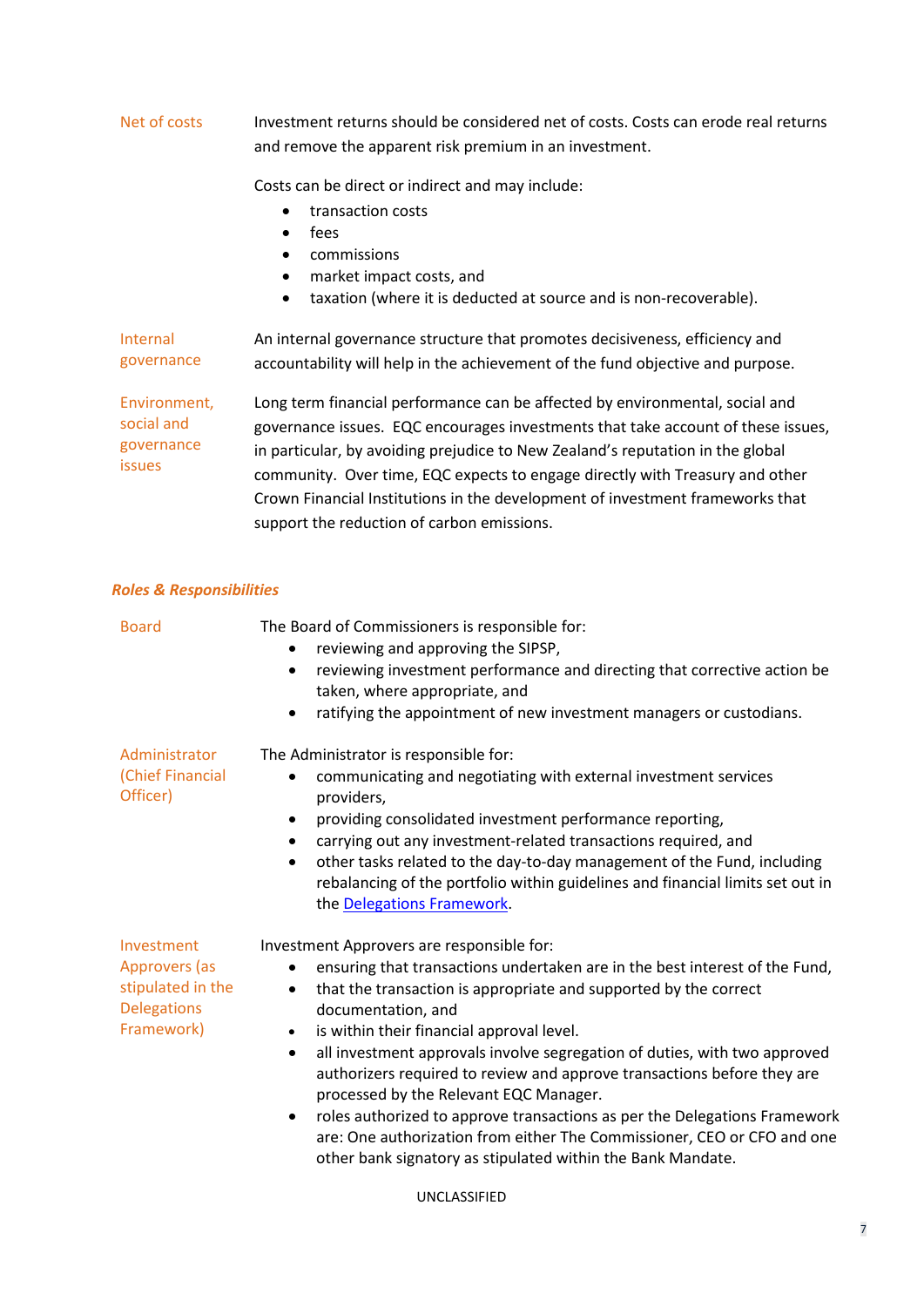| | |
|---|---|
| Net of costs | Investment returns should be considered net of costs. Costs can erode real returns and remove the apparent risk premium in an investment.<br><br>Costs can be direct or indirect and may include:<br>• transaction costs<br>• fees<br>• commissions<br>• market impact costs, and<br>• taxation (where it is deducted at source and is non-recoverable). |
| Internal governance | An internal governance structure that promotes decisiveness, efficiency and accountability will help in the achievement of the fund objective and purpose. |
| Environment, social and governance issues | Long term financial performance can be affected by environmental, social and governance issues. EQC encourages investments that take account of these issues, in particular, by avoiding prejudice to New Zealand's reputation in the global community. Over time, EQC expects to engage directly with Treasury and other Crown Financial Institutions in the development of investment frameworks that support the reduction of carbon emissions. |

### *Roles & Responsibilities*

| | |
|---|---|
| Board | The Board of Commissioners is responsible for:<br>• reviewing and approving the SIPSP,<br>• reviewing investment performance and directing that corrective action be taken, where appropriate, and<br>• ratifying the appointment of new investment managers or custodians. |
| Administrator (Chief Financial Officer) | The Administrator is responsible for:<br>• communicating and negotiating with external investment services providers,<br>• providing consolidated investment performance reporting,<br>• carrying out any investment-related transactions required, and<br>• other tasks related to the day-to-day management of the Fund, including rebalancing of the portfolio within guidelines and financial limits set out in the [Delegations Framework](). |
| Investment Approvers (as stipulated in the Delegations Framework) | Investment Approvers are responsible for:<br>• ensuring that transactions undertaken are in the best interest of the Fund,<br>• that the transaction is appropriate and supported by the correct documentation, and<br>• is within their financial approval level.<br>• all investment approvals involve segregation of duties, with two approved authorizers required to review and approve transactions before they are processed by the Relevant EQC Manager.<br>• roles authorized to approve transactions as per the Delegations Framework are: One authorization from either The Commissioner, CEO or CFO and one other bank signatory as stipulated within the Bank Mandate. |

UNCLASSIFIED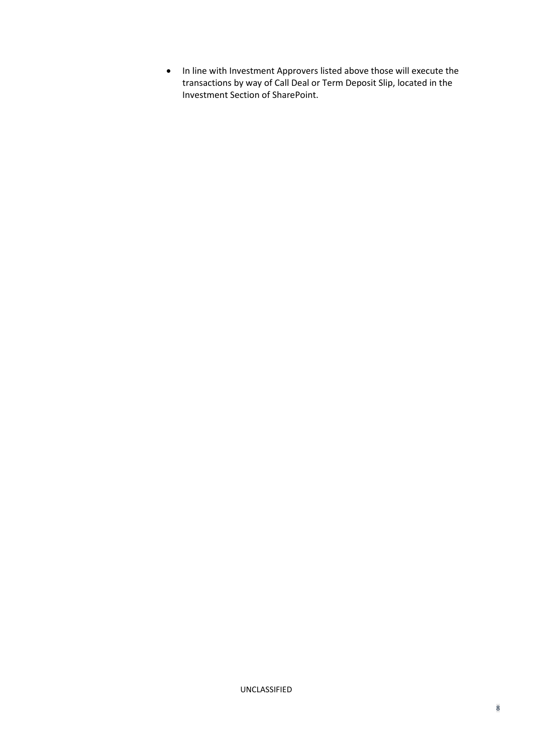- In line with Investment Approvers listed above those will execute the transactions by way of Call Deal or Term Deposit Slip, located in the Investment Section of SharePoint.

UNCLASSIFIED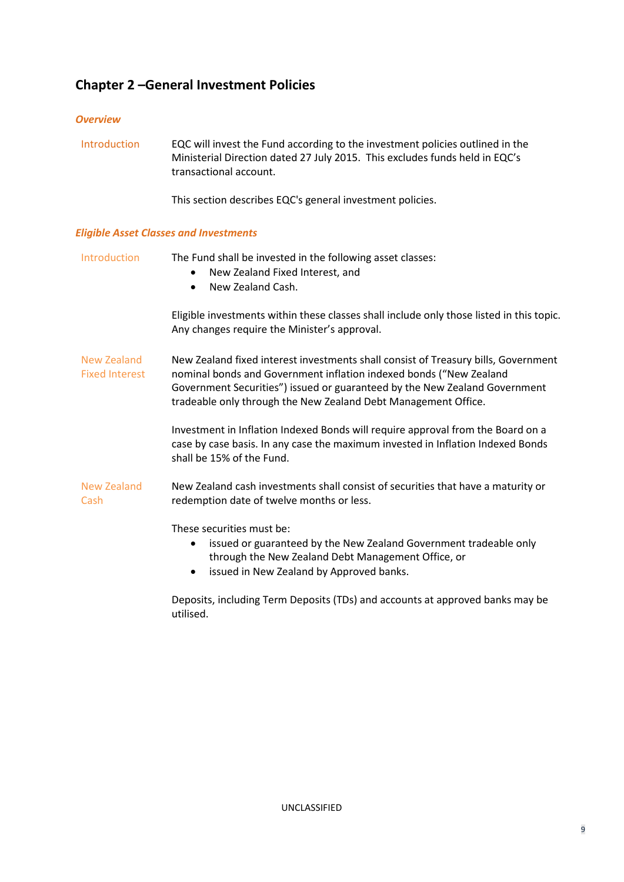## Chapter 2 –General Investment Policies

### *Overview*

**Introduction**

EQC will invest the Fund according to the investment policies outlined in the Ministerial Direction dated 27 July 2015. This excludes funds held in EQC's transactional account.

This section describes EQC's general investment policies.

### *Eligible Asset Classes and Investments*

**Introduction**

The Fund shall be invested in the following asset classes:

- New Zealand Fixed Interest, and
- New Zealand Cash.

Eligible investments within these classes shall include only those listed in this topic. Any changes require the Minister's approval.

**New Zealand Fixed Interest**

New Zealand fixed interest investments shall consist of Treasury bills, Government nominal bonds and Government inflation indexed bonds ("New Zealand Government Securities") issued or guaranteed by the New Zealand Government tradeable only through the New Zealand Debt Management Office.

Investment in Inflation Indexed Bonds will require approval from the Board on a case by case basis. In any case the maximum invested in Inflation Indexed Bonds shall be 15% of the Fund.

**New Zealand Cash**

New Zealand cash investments shall consist of securities that have a maturity or redemption date of twelve months or less.

These securities must be:

- issued or guaranteed by the New Zealand Government tradeable only through the New Zealand Debt Management Office, or
- issued in New Zealand by Approved banks.

Deposits, including Term Deposits (TDs) and accounts at approved banks may be utilised.

UNCLASSIFIED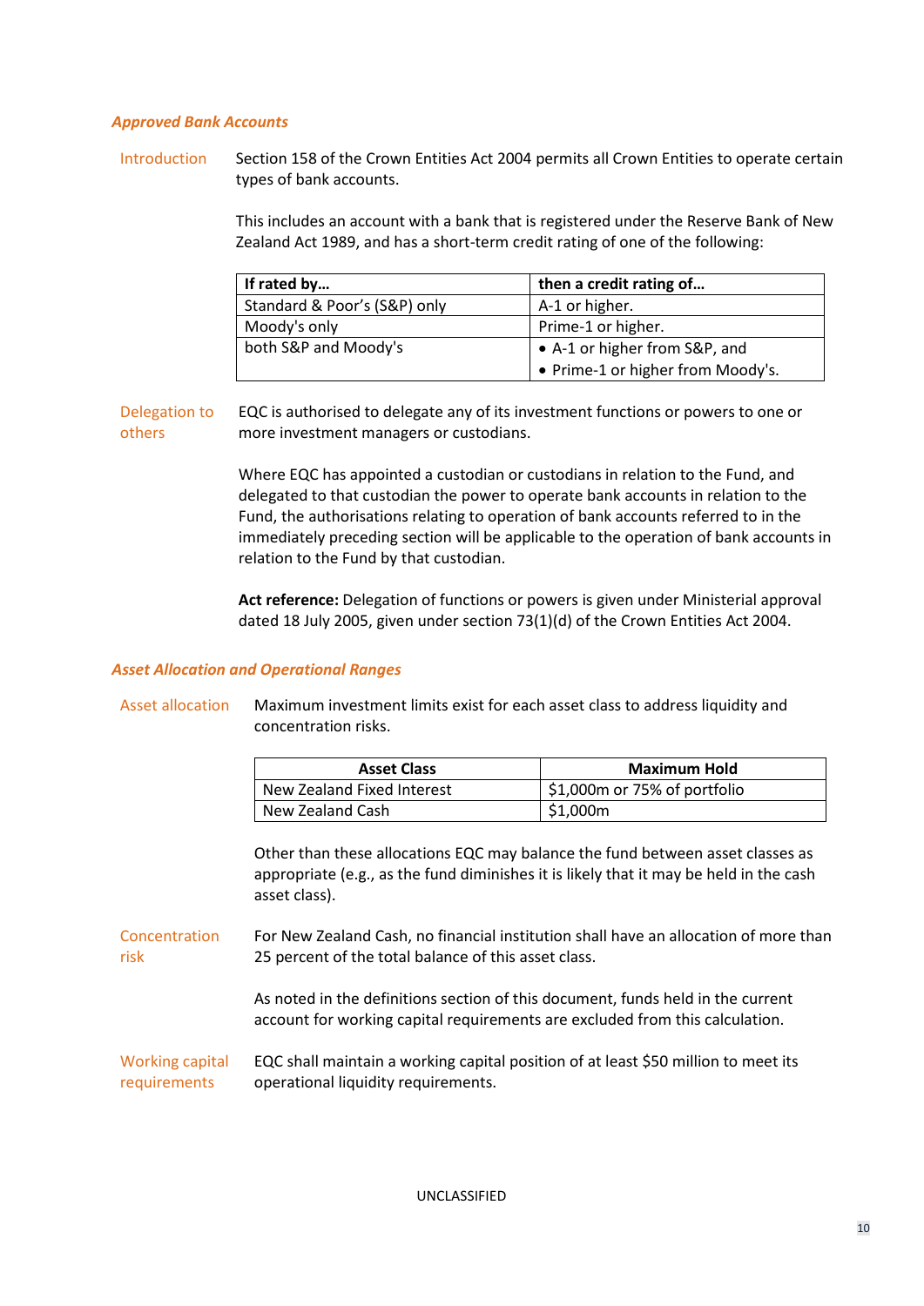### *Approved Bank Accounts*

**Introduction**

Section 158 of the Crown Entities Act 2004 permits all Crown Entities to operate certain types of bank accounts.

This includes an account with a bank that is registered under the Reserve Bank of New Zealand Act 1989, and has a short-term credit rating of one of the following:

| If rated by… | then a credit rating of… |
|---|---|
| Standard & Poor's (S&P) only | A-1 or higher. |
| Moody's only | Prime-1 or higher. |
| both S&P and Moody's | • A-1 or higher from S&P, and<br>• Prime-1 or higher from Moody's. |

**Delegation to others**

EQC is authorised to delegate any of its investment functions or powers to one or more investment managers or custodians.

Where EQC has appointed a custodian or custodians in relation to the Fund, and delegated to that custodian the power to operate bank accounts in relation to the Fund, the authorisations relating to operation of bank accounts referred to in the immediately preceding section will be applicable to the operation of bank accounts in relation to the Fund by that custodian.

**Act reference:** Delegation of functions or powers is given under Ministerial approval dated 18 July 2005, given under section 73(1)(d) of the Crown Entities Act 2004.

### *Asset Allocation and Operational Ranges*

**Asset allocation**

Maximum investment limits exist for each asset class to address liquidity and concentration risks.

| Asset Class | Maximum Hold |
|---|---|
| New Zealand Fixed Interest | $1,000m or 75% of portfolio |
| New Zealand Cash | $1,000m |

Other than these allocations EQC may balance the fund between asset classes as appropriate (e.g., as the fund diminishes it is likely that it may be held in the cash asset class).

**Concentration risk**

For New Zealand Cash, no financial institution shall have an allocation of more than 25 percent of the total balance of this asset class.

As noted in the definitions section of this document, funds held in the current account for working capital requirements are excluded from this calculation.

**Working capital requirements**

EQC shall maintain a working capital position of at least $50 million to meet its operational liquidity requirements.

UNCLASSIFIED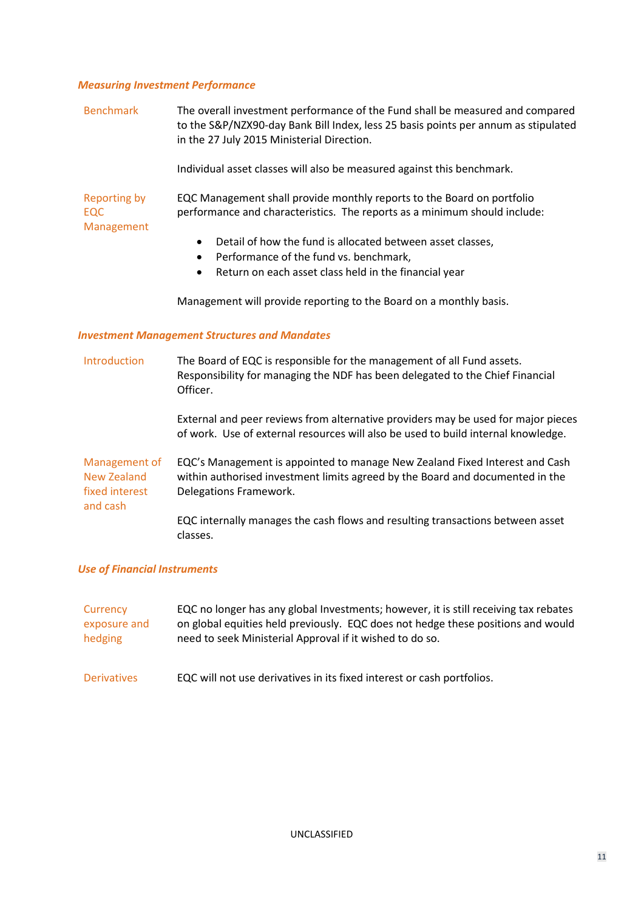### *Measuring Investment Performance*

**Benchmark**

The overall investment performance of the Fund shall be measured and compared to the S&P/NZX90-day Bank Bill Index, less 25 basis points per annum as stipulated in the 27 July 2015 Ministerial Direction.

Individual asset classes will also be measured against this benchmark.

**Reporting by EQC Management**

EQC Management shall provide monthly reports to the Board on portfolio performance and characteristics. The reports as a minimum should include:

- Detail of how the fund is allocated between asset classes,
- Performance of the fund vs. benchmark,
- Return on each asset class held in the financial year

Management will provide reporting to the Board on a monthly basis.

### *Investment Management Structures and Mandates*

**Introduction**

The Board of EQC is responsible for the management of all Fund assets. Responsibility for managing the NDF has been delegated to the Chief Financial Officer.

External and peer reviews from alternative providers may be used for major pieces of work. Use of external resources will also be used to build internal knowledge.

**Management of New Zealand fixed interest and cash**

EQC's Management is appointed to manage New Zealand Fixed Interest and Cash within authorised investment limits agreed by the Board and documented in the Delegations Framework.

EQC internally manages the cash flows and resulting transactions between asset classes.

### *Use of Financial Instruments*

**Currency exposure and hedging**

EQC no longer has any global Investments; however, it is still receiving tax rebates on global equities held previously. EQC does not hedge these positions and would need to seek Ministerial Approval if it wished to do so.

**Derivatives**

EQC will not use derivatives in its fixed interest or cash portfolios.

UNCLASSIFIED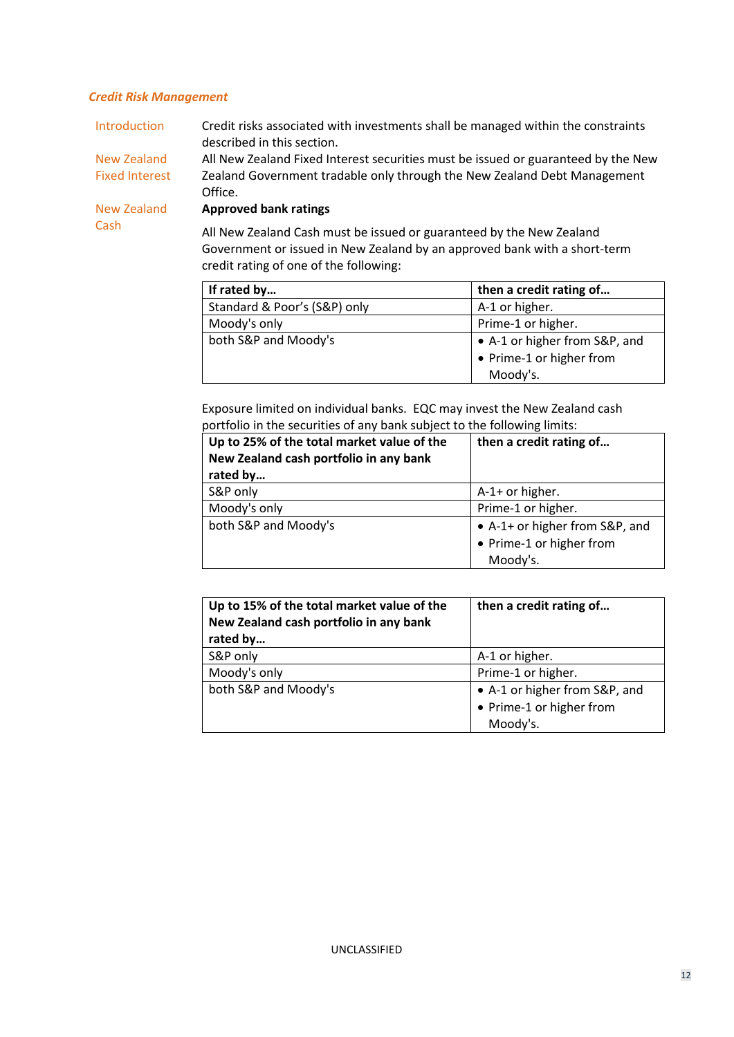### *Credit Risk Management*

**Introduction**

Credit risks associated with investments shall be managed within the constraints described in this section.

**New Zealand Fixed Interest**

All New Zealand Fixed Interest securities must be issued or guaranteed by the New Zealand Government tradable only through the New Zealand Debt Management Office.

**New Zealand Cash**

**Approved bank ratings**

All New Zealand Cash must be issued or guaranteed by the New Zealand Government or issued in New Zealand by an approved bank with a short-term credit rating of one of the following:

| If rated by… | then a credit rating of… |
|---|---|
| Standard & Poor's (S&P) only | A-1 or higher. |
| Moody's only | Prime-1 or higher. |
| both S&P and Moody's | • A-1 or higher from S&P, and<br>• Prime-1 or higher from Moody's. |

Exposure limited on individual banks. EQC may invest the New Zealand cash portfolio in the securities of any bank subject to the following limits:

| Up to 25% of the total market value of the New Zealand cash portfolio in any bank rated by… | then a credit rating of… |
|---|---|
| S&P only | A-1+ or higher. |
| Moody's only | Prime-1 or higher. |
| both S&P and Moody's | • A-1+ or higher from S&P, and<br>• Prime-1 or higher from Moody's. |

| Up to 15% of the total market value of the New Zealand cash portfolio in any bank rated by… | then a credit rating of… |
|---|---|
| S&P only | A-1 or higher. |
| Moody's only | Prime-1 or higher. |
| both S&P and Moody's | • A-1 or higher from S&P, and<br>• Prime-1 or higher from Moody's. |

UNCLASSIFIED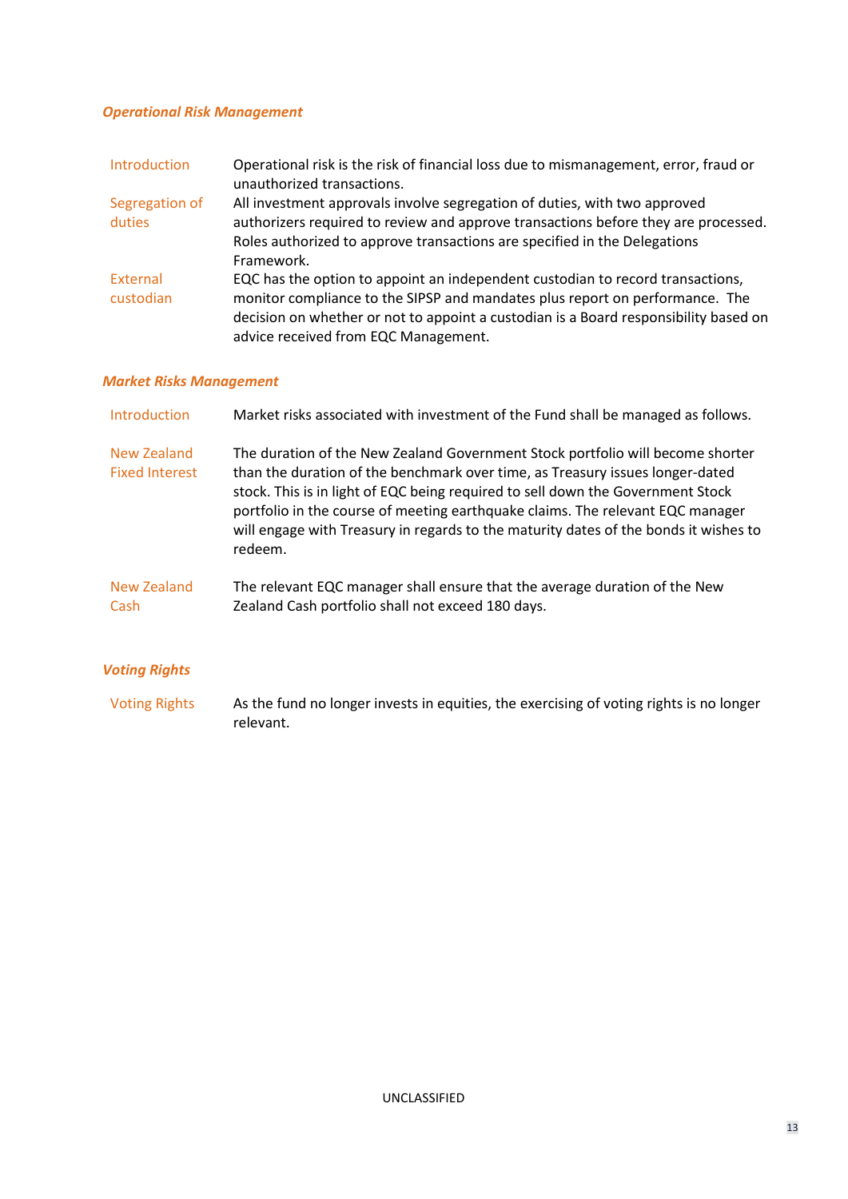### *Operational Risk Management*

| | |
|---|---|
| Introduction | Operational risk is the risk of financial loss due to mismanagement, error, fraud or unauthorized transactions. |
| Segregation of duties | All investment approvals involve segregation of duties, with two approved authorizers required to review and approve transactions before they are processed. Roles authorized to approve transactions are specified in the Delegations Framework. |
| External custodian | EQC has the option to appoint an independent custodian to record transactions, monitor compliance to the SIPSP and mandates plus report on performance. The decision on whether or not to appoint a custodian is a Board responsibility based on advice received from EQC Management. |

### *Market Risks Management*

| | |
|---|---|
| Introduction | Market risks associated with investment of the Fund shall be managed as follows. |
| New Zealand Fixed Interest | The duration of the New Zealand Government Stock portfolio will become shorter than the duration of the benchmark over time, as Treasury issues longer-dated stock. This is in light of EQC being required to sell down the Government Stock portfolio in the course of meeting earthquake claims. The relevant EQC manager will engage with Treasury in regards to the maturity dates of the bonds it wishes to redeem. |
| New Zealand Cash | The relevant EQC manager shall ensure that the average duration of the New Zealand Cash portfolio shall not exceed 180 days. |

### *Voting Rights*

| | |
|---|---|
| Voting Rights | As the fund no longer invests in equities, the exercising of voting rights is no longer relevant. |

UNCLASSIFIED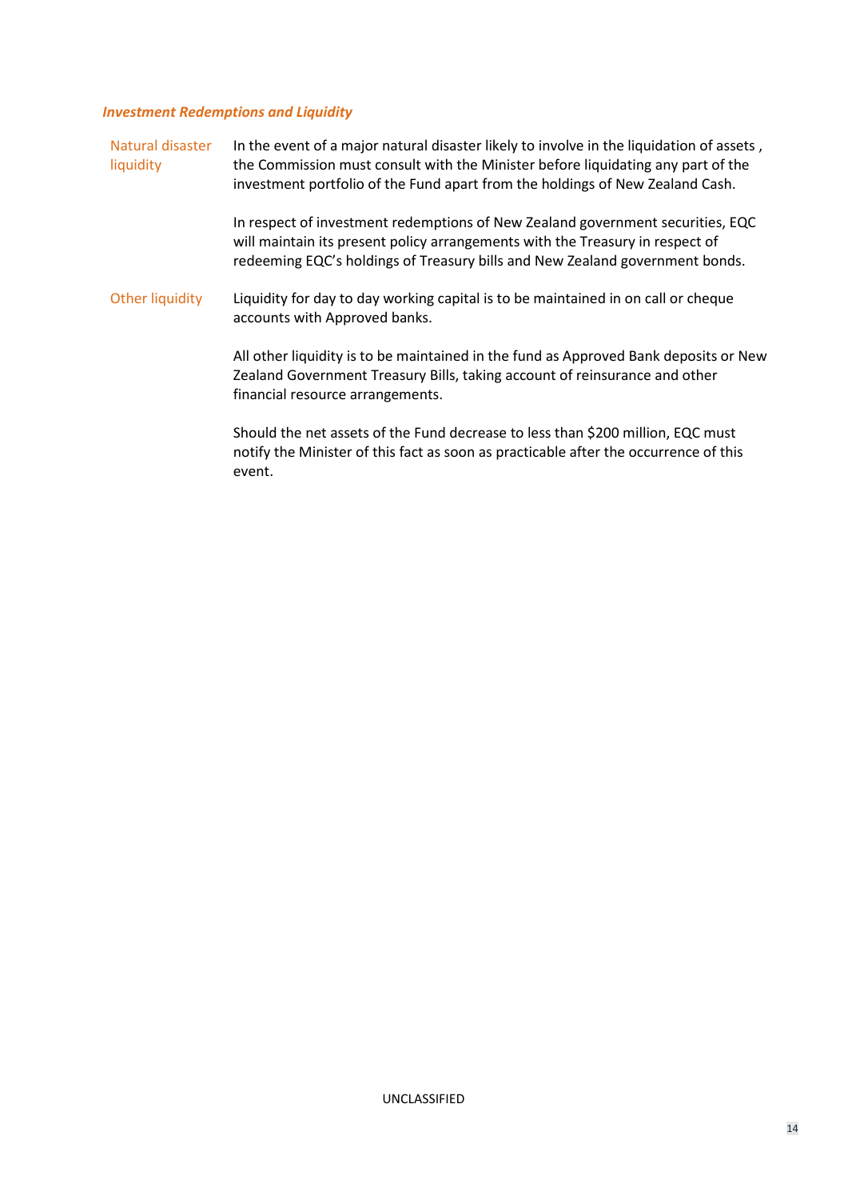### *Investment Redemptions and Liquidity*

**Natural disaster liquidity**

In the event of a major natural disaster likely to involve in the liquidation of assets , the Commission must consult with the Minister before liquidating any part of the investment portfolio of the Fund apart from the holdings of New Zealand Cash.

In respect of investment redemptions of New Zealand government securities, EQC will maintain its present policy arrangements with the Treasury in respect of redeeming EQC's holdings of Treasury bills and New Zealand government bonds.

**Other liquidity**

Liquidity for day to day working capital is to be maintained in on call or cheque accounts with Approved banks.

All other liquidity is to be maintained in the fund as Approved Bank deposits or New Zealand Government Treasury Bills, taking account of reinsurance and other financial resource arrangements.

Should the net assets of the Fund decrease to less than $200 million, EQC must notify the Minister of this fact as soon as practicable after the occurrence of this event.

UNCLASSIFIED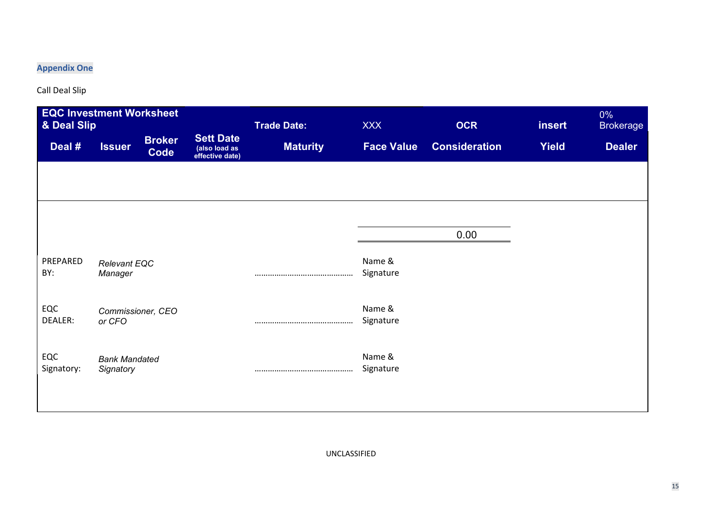## Appendix One

Call Deal Slip

| EQC Investment Worksheet & Deal Slip | | | | Trade Date: | XXX | OCR | insert | 0% Brokerage |
|---|---|---|---|---|---|---|---|---|
| Deal # | Issuer | Broker Code | Sett Date (also load as effective date) | Maturity | Face Value | Consideration | Yield | Dealer |
| | | | | | | | | |
| | | | | | | 0.00 | | |

| | | | |
|---|---|---|---|
| PREPARED BY: | *Relevant EQC Manager* | ........................................... | Name & Signature |
| EQC DEALER: | *Commissioner, CEO or CFO* | ........................................... | Name & Signature |
| EQC Signatory: | *Bank Mandated Signatory* | ........................................... | Name & Signature |

UNCLASSIFIED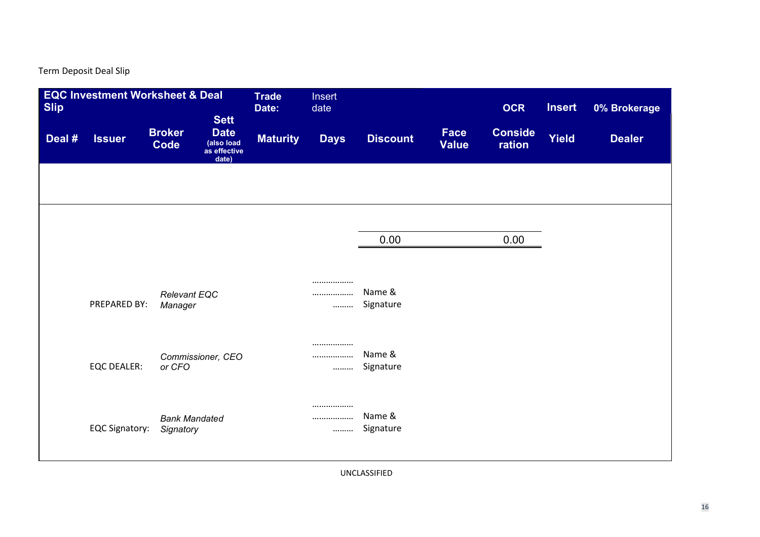Term Deposit Deal Slip

| **EQC Investment Worksheet & Deal Slip** | | | | **Trade Date:** | Insert date | | | **OCR** | **Insert** | **0% Brokerage** |
|---|---|---|---|---|---|---|---|---|---|---|
| **Deal #** | **Issuer** | **Broker Code** | **Sett Date** (also load as effective date) | **Maturity** | **Days** | **Discount** | **Face Value** | **Consideration** | **Yield** | **Dealer** |
| | | | | | | | | | | |
| | | | | | | 0.00 | | 0.00 | | |

| | | | |
|---|---|---|---|
| PREPARED BY: | *Relevant EQC Manager* | ........................................... | Name & Signature |
| EQC DEALER: | *Commissioner, CEO or CFO* | ........................................... | Name & Signature |
| EQC Signatory: | *Bank Mandated Signatory* | ........................................... | Name & Signature |

UNCLASSIFIED